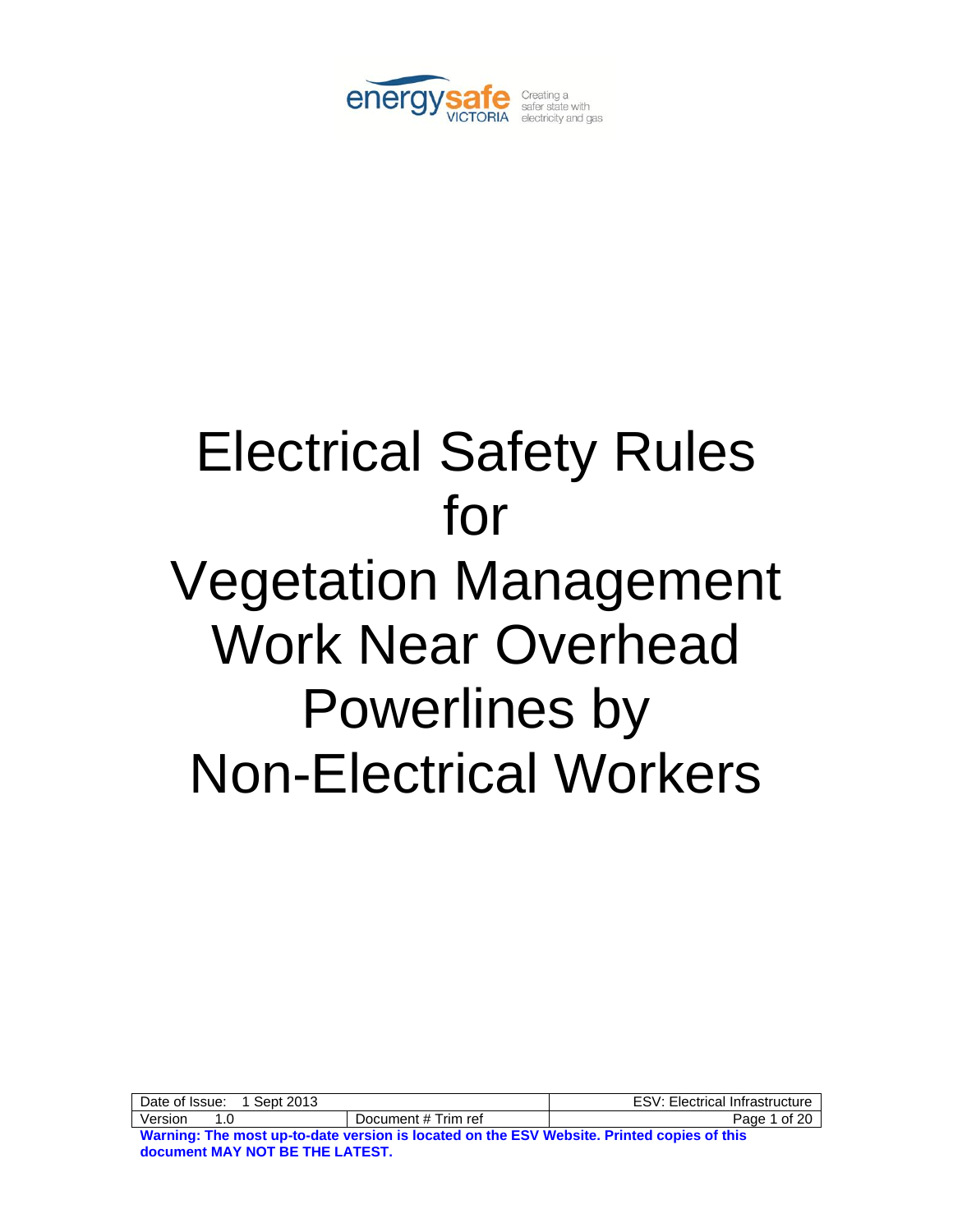energysafe VICTORIA — Creating a safer state with electricity and gas

# Electrical Safety Rules for Vegetation Management Work Near Overhead Powerlines by Non-Electrical Workers

| Date of Issue: 1 Sept 2013 | | ESV: Electrical Infrastructure |
|---|---|---|
| Version 1.0 | Document # Trim ref | |

**Warning: The most up-to-date version is located on the ESV Website. Printed copies of this document MAY NOT BE THE LATEST.**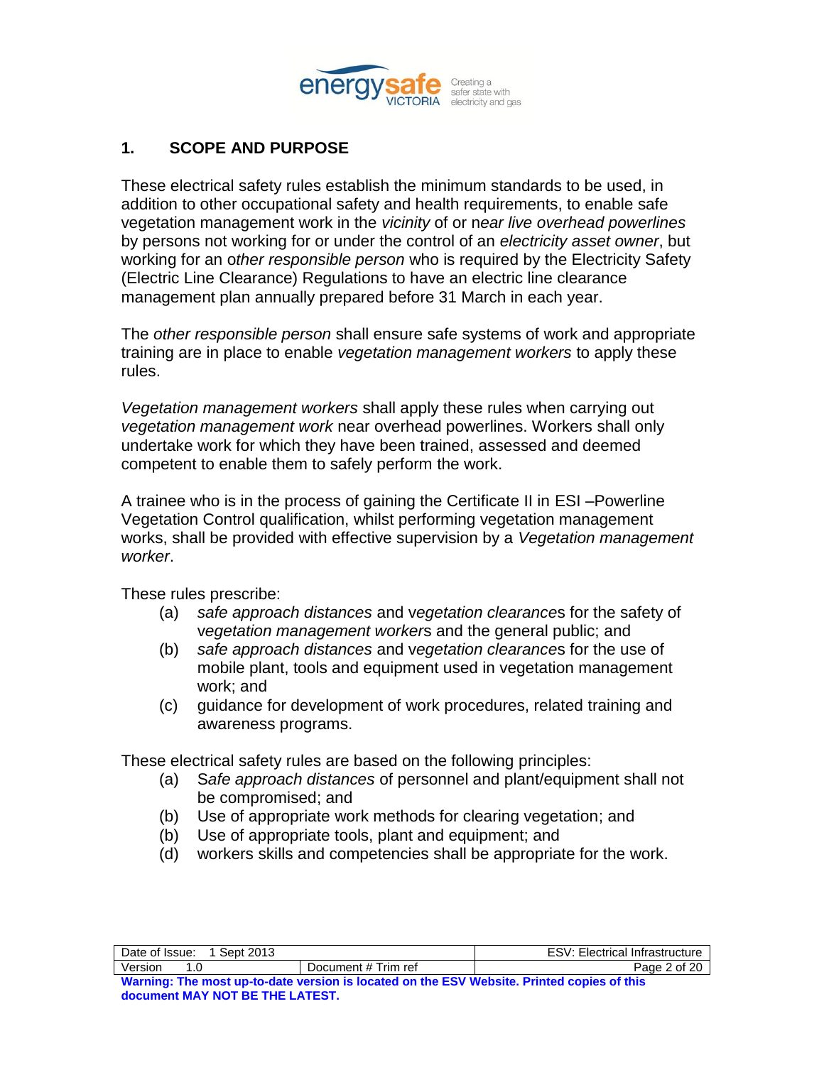## 1. SCOPE AND PURPOSE

These electrical safety rules establish the minimum standards to be used, in addition to other occupational safety and health requirements, to enable safe vegetation management work in the *vicinity* of or n*ear live overhead powerlines* by persons not working for or under the control of an *electricity asset owner*, but working for an o*ther responsible person* who is required by the Electricity Safety (Electric Line Clearance) Regulations to have an electric line clearance management plan annually prepared before 31 March in each year.

The *other responsible person* shall ensure safe systems of work and appropriate training are in place to enable *vegetation management workers* to apply these rules.

*Vegetation management workers* shall apply these rules when carrying out *vegetation management work* near overhead powerlines. Workers shall only undertake work for which they have been trained, assessed and deemed competent to enable them to safely perform the work.

A trainee who is in the process of gaining the Certificate II in ESI –Powerline Vegetation Control qualification, whilst performing vegetation management works, shall be provided with effective supervision by a *Vegetation management worker*.

These rules prescribe:

(a) *safe approach distances* and v*egetation clearance*s for the safety of v*egetation management worker*s and the general public; and

(b) *safe approach distances* and v*egetation clearance*s for the use of mobile plant, tools and equipment used in vegetation management work; and

(c) guidance for development of work procedures, related training and awareness programs.

These electrical safety rules are based on the following principles:

(a) S*afe approach distances* of personnel and plant/equipment shall not be compromised; and

(b) Use of appropriate work methods for clearing vegetation; and

(b) Use of appropriate tools, plant and equipment; and

(d) workers skills and competencies shall be appropriate for the work.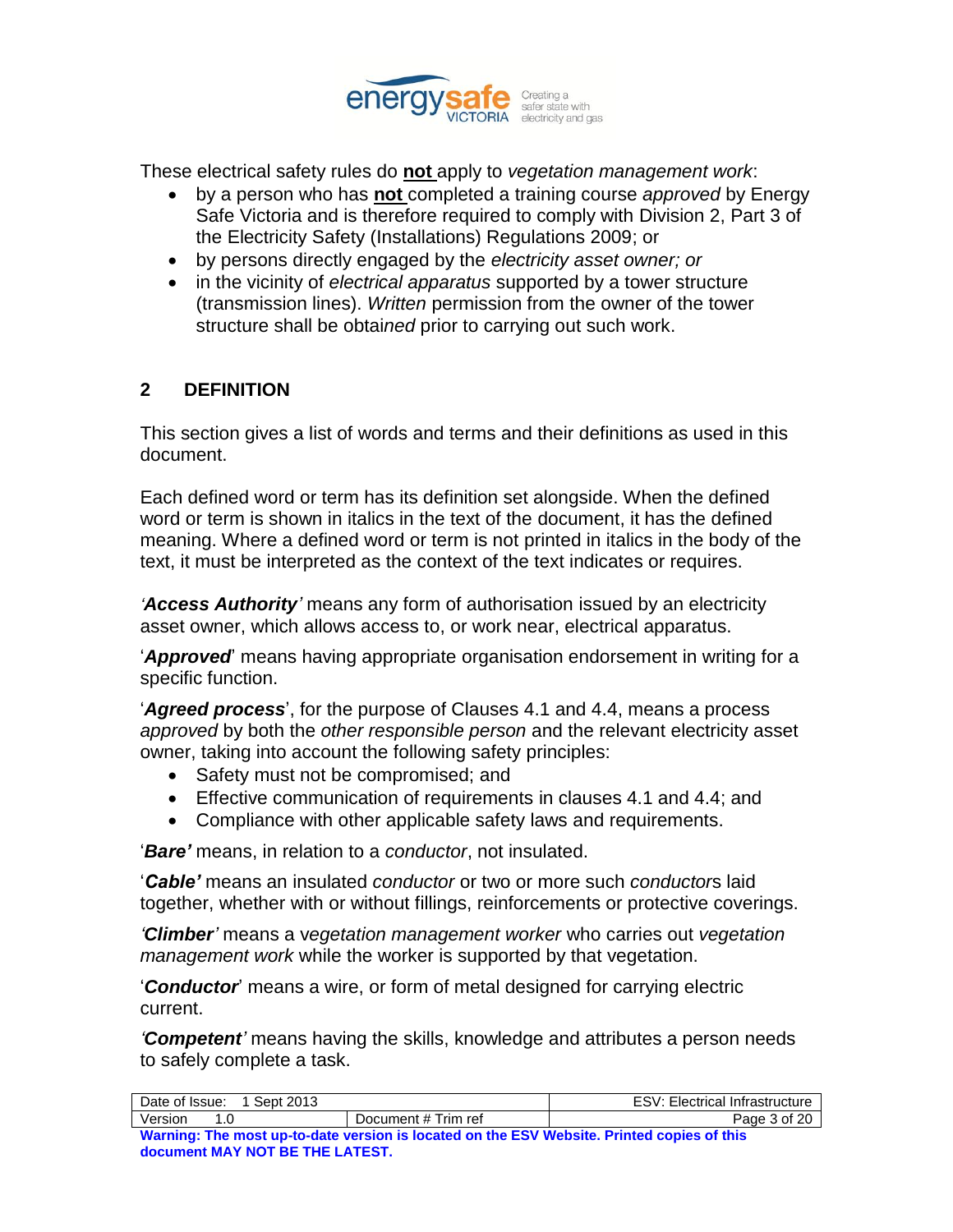These electrical safety rules do **not** apply to *vegetation management work*:

- by a person who has **not** completed a training course *approved* by Energy Safe Victoria and is therefore required to comply with Division 2, Part 3 of the Electricity Safety (Installations) Regulations 2009; or
- by persons directly engaged by the *electricity asset owner; or*
- in the vicinity of *electrical apparatus* supported by a tower structure (transmission lines). *Written* permission from the owner of the tower structure shall be obtai*ned* prior to carrying out such work.

## 2 DEFINITION

This section gives a list of words and terms and their definitions as used in this document.

Each defined word or term has its definition set alongside. When the defined word or term is shown in italics in the text of the document, it has the defined meaning. Where a defined word or term is not printed in italics in the body of the text, it must be interpreted as the context of the text indicates or requires.

*'**Access Authority**'* means any form of authorisation issued by an electricity asset owner, which allows access to, or work near, electrical apparatus.

'***Approved***' means having appropriate organisation endorsement in writing for a specific function.

'***Agreed process***', for the purpose of Clauses 4.1 and 4.4, means a process *approved* by both the *other responsible person* and the relevant electricity asset owner, taking into account the following safety principles:

- Safety must not be compromised; and
- Effective communication of requirements in clauses 4.1 and 4.4; and
- Compliance with other applicable safety laws and requirements.

'***Bare'*** means, in relation to a *conductor*, not insulated.

'***Cable'*** means an insulated *conductor* or two or more such *conductor*s laid together, whether with or without fillings, reinforcements or protective coverings.

*'**Climber**'* means a v*egetation management worker* who carries out *vegetation management work* while the worker is supported by that vegetation.

'***Conductor***' means a wire, or form of metal designed for carrying electric current.

*'**Competent**'* means having the skills, knowledge and attributes a person needs to safely complete a task.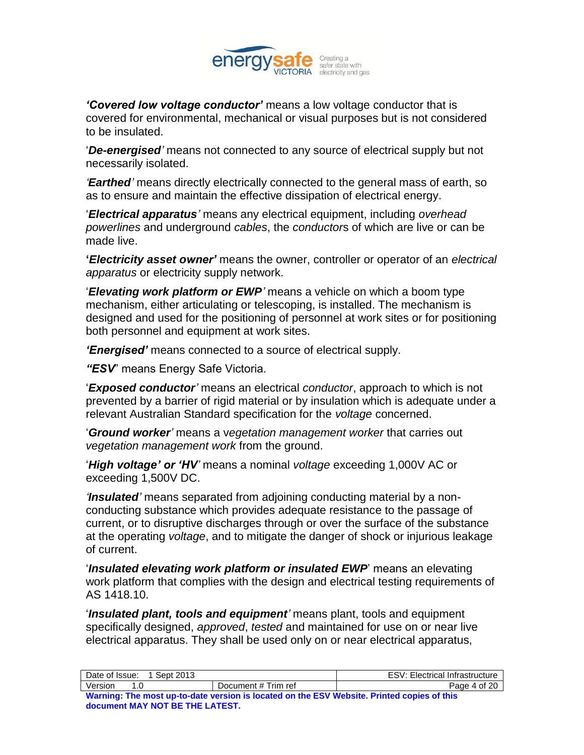***'Covered low voltage conductor'*** means a low voltage conductor that is covered for environmental, mechanical or visual purposes but is not considered to be insulated.

'***De-energised***' means not connected to any source of electrical supply but not necessarily isolated.

*'**Earthed**'* means directly electrically connected to the general mass of earth, so as to ensure and maintain the effective dissipation of electrical energy.

'***Electrical apparatus***' means any electrical equipment, including *overhead powerlines* and underground *cables*, the *conductor*s of which are live or can be made live.

**'*Electricity asset owner*'** means the owner, controller or operator of an *electrical apparatus* or electricity supply network.

'***Elevating work platform or EWP***' means a vehicle on which a boom type mechanism, either articulating or telescoping, is installed. The mechanism is designed and used for the positioning of personnel at work sites or for positioning both personnel and equipment at work sites.

***'Energised'*** means connected to a source of electrical supply.

***"ESV***" means Energy Safe Victoria.

'***Exposed conductor***' means an electrical *conductor*, approach to which is not prevented by a barrier of rigid material or by insulation which is adequate under a relevant Australian Standard specification for the *voltage* concerned.

'***Ground worker***' means a *vegetation management worker* that carries out *vegetation management work* from the ground.

'***High voltage' or 'HV***' means a nominal *voltage* exceeding 1,000V AC or exceeding 1,500V DC.

*'**Insulated**'* means separated from adjoining conducting material by a non-conducting substance which provides adequate resistance to the passage of current, or to disruptive discharges through or over the surface of the substance at the operating *voltage*, and to mitigate the danger of shock or injurious leakage of current.

'***Insulated elevating work platform or insulated EWP***' means an elevating work platform that complies with the design and electrical testing requirements of AS 1418.10.

'***Insulated plant, tools and equipment***' means plant, tools and equipment specifically designed, *approved*, *tested* and maintained for use on or near live electrical apparatus. They shall be used only on or near electrical apparatus,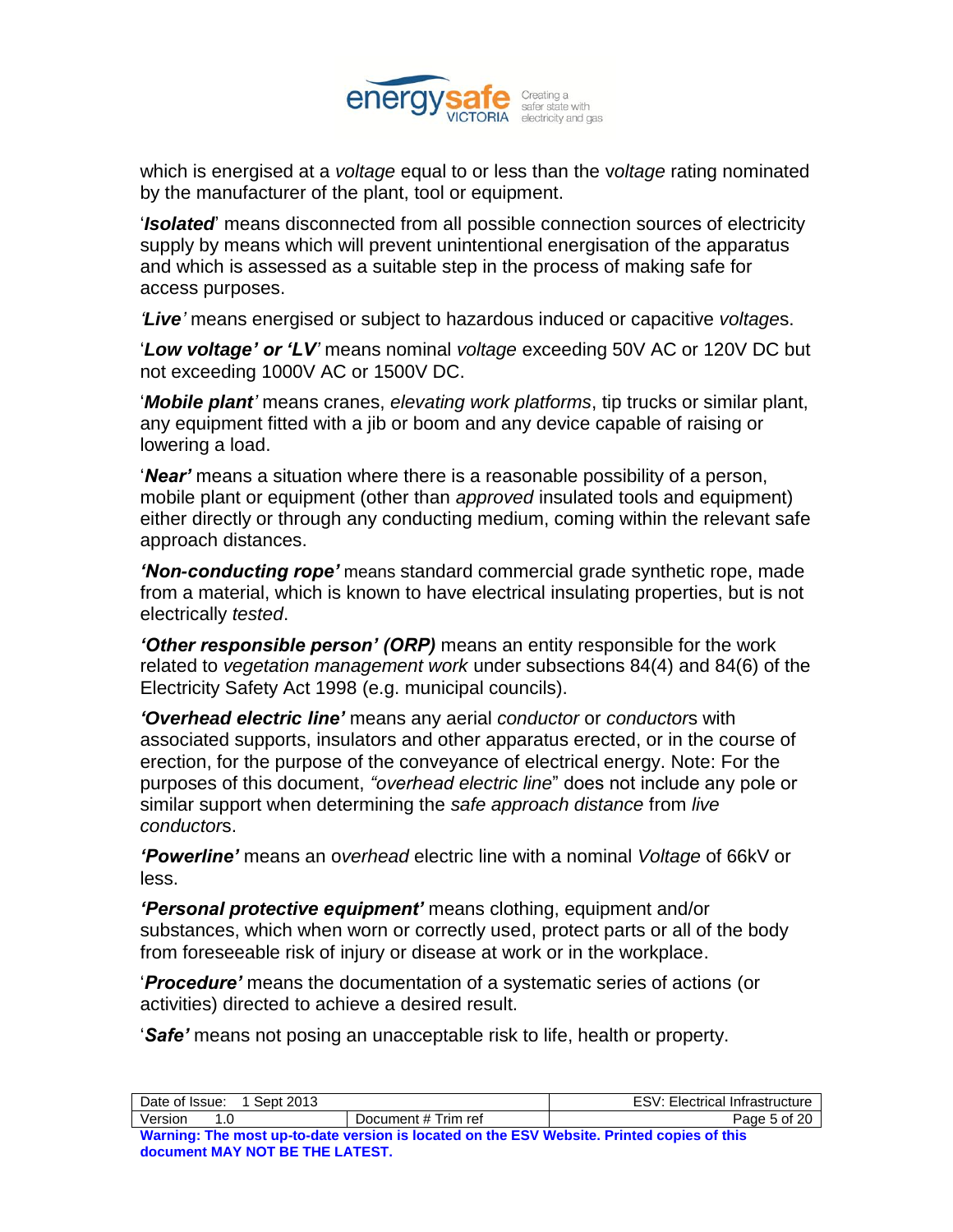which is energised at a *voltage* equal to or less than the v*oltage* rating nominated by the manufacturer of the plant, tool or equipment.

'***Isolated***' means disconnected from all possible connection sources of electricity supply by means which will prevent unintentional energisation of the apparatus and which is assessed as a suitable step in the process of making safe for access purposes.

*'**Live**'* means energised or subject to hazardous induced or capacitive *voltage*s.

'***Low voltage' or 'LV***' means nominal *voltage* exceeding 50V AC or 120V DC but not exceeding 1000V AC or 1500V DC.

'***Mobile plant***' means cranes, *elevating work platforms*, tip trucks or similar plant, any equipment fitted with a jib or boom and any device capable of raising or lowering a load.

'***Near'*** means a situation where there is a reasonable possibility of a person, mobile plant or equipment (other than *approved* insulated tools and equipment) either directly or through any conducting medium, coming within the relevant safe approach distances.

***'Non-conducting rope'*** means standard commercial grade synthetic rope, made from a material, which is known to have electrical insulating properties, but is not electrically *tested*.

***'Other responsible person' (ORP)*** means an entity responsible for the work related to *vegetation management work* under subsections 84(4) and 84(6) of the Electricity Safety Act 1998 (e.g. municipal councils).

***'Overhead electric line'*** means any aerial *conductor* or *conductor*s with associated supports, insulators and other apparatus erected, or in the course of erection, for the purpose of the conveyance of electrical energy. Note: For the purposes of this document, *"overhead electric line*" does not include any pole or similar support when determining the *safe approach distance* from *live conductor*s.

***'Powerline'*** means an o*verhead* electric line with a nominal *Voltage* of 66kV or less.

***'Personal protective equipment'*** means clothing, equipment and/or substances, which when worn or correctly used, protect parts or all of the body from foreseeable risk of injury or disease at work or in the workplace.

'***Procedure'*** means the documentation of a systematic series of actions (or activities) directed to achieve a desired result.

'***Safe'*** means not posing an unacceptable risk to life, health or property.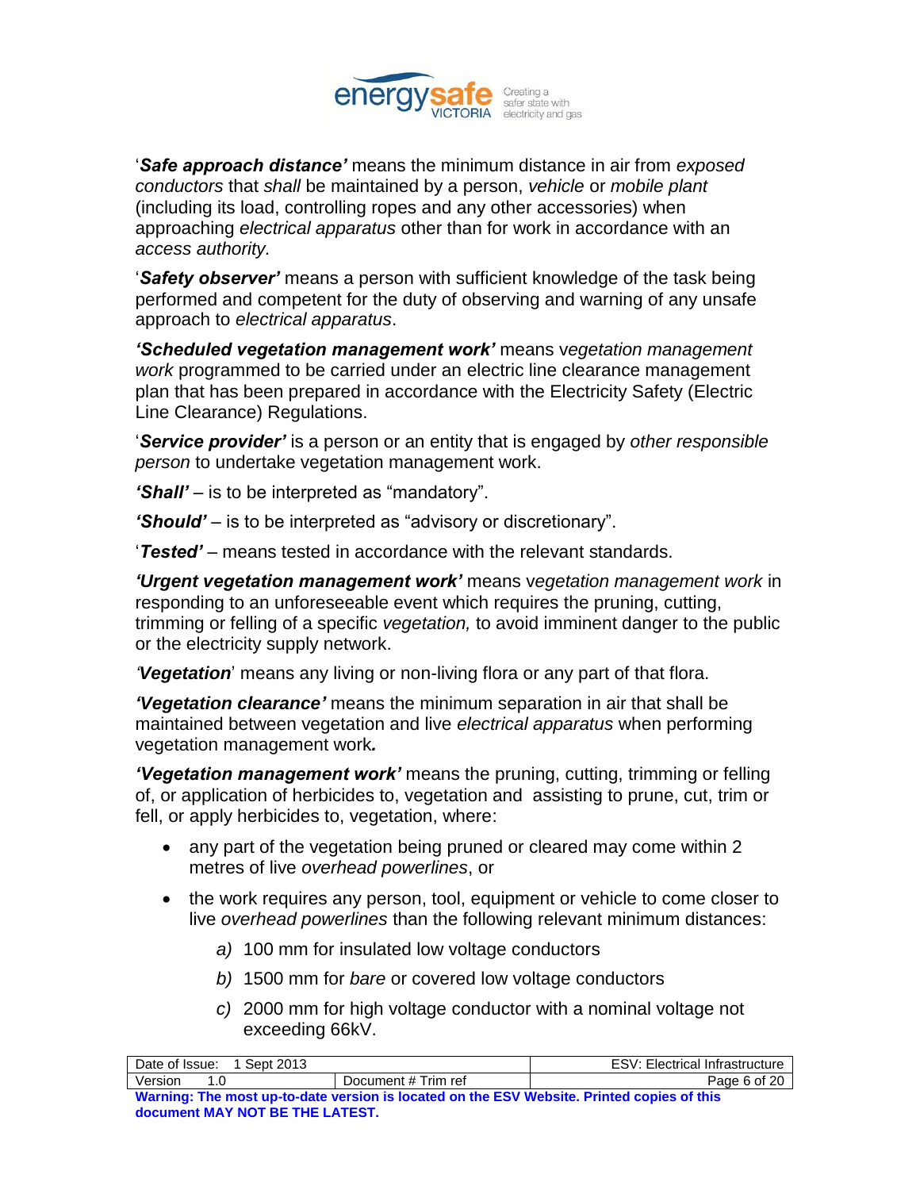'***Safe approach distance'*** means the minimum distance in air from *exposed conductors* that *shall* be maintained by a person, *vehicle* or *mobile plant* (including its load, controlling ropes and any other accessories) when approaching *electrical apparatus* other than for work in accordance with an *access authority.*

'***Safety observer'*** means a person with sufficient knowledge of the task being performed and competent for the duty of observing and warning of any unsafe approach to *electrical apparatus*.

***'Scheduled vegetation management work'*** means v*egetation management work* programmed to be carried under an electric line clearance management plan that has been prepared in accordance with the Electricity Safety (Electric Line Clearance) Regulations.

'***Service provider'*** is a person or an entity that is engaged by *other responsible person* to undertake vegetation management work.

***'Shall'*** – is to be interpreted as "mandatory".

***'Should'*** – is to be interpreted as "advisory or discretionary".

'***Tested'*** – means tested in accordance with the relevant standards.

***'Urgent vegetation management work'*** means v*egetation management work* in responding to an unforeseeable event which requires the pruning, cutting, trimming or felling of a specific *vegetation,* to avoid imminent danger to the public or the electricity supply network.

*'**Vegetation***' means any living or non-living flora or any part of that flora.

***'Vegetation clearance'*** means the minimum separation in air that shall be maintained between vegetation and live *electrical apparatus* when performing vegetation management work***.***

***'Vegetation management work'*** means the pruning, cutting, trimming or felling of, or application of herbicides to, vegetation and assisting to prune, cut, trim or fell, or apply herbicides to, vegetation, where:

- any part of the vegetation being pruned or cleared may come within 2 metres of live *overhead powerlines*, or
- the work requires any person, tool, equipment or vehicle to come closer to live *overhead powerlines* than the following relevant minimum distances:
  - *a)* 100 mm for insulated low voltage conductors
  - *b)* 1500 mm for *bare* or covered low voltage conductors
  - *c)* 2000 mm for high voltage conductor with a nominal voltage not exceeding 66kV.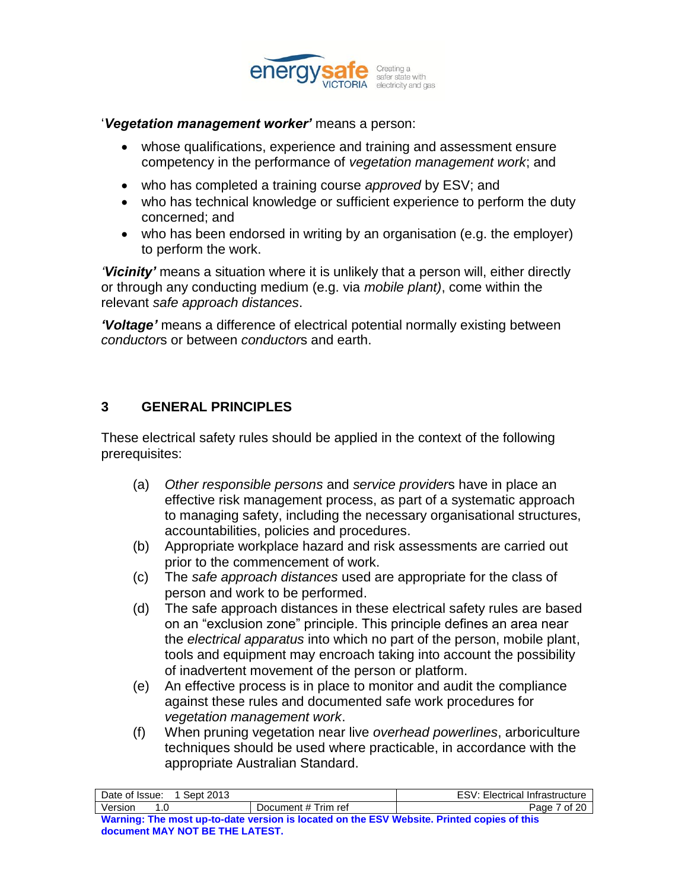'***Vegetation management worker'*** means a person:

- whose qualifications, experience and training and assessment ensure competency in the performance of *vegetation management work*; and
- who has completed a training course *approved* by ESV; and
- who has technical knowledge or sufficient experience to perform the duty concerned; and
- who has been endorsed in writing by an organisation (e.g. the employer) to perform the work.

***'Vicinity'*** means a situation where it is unlikely that a person will, either directly or through any conducting medium (e.g. via *mobile plant)*, come within the relevant *safe approach distances*.

***'Voltage'*** means a difference of electrical potential normally existing between *conductor*s or between *conductor*s and earth.

## 3 GENERAL PRINCIPLES

These electrical safety rules should be applied in the context of the following prerequisites:

(a) *Other responsible persons* and *service provider*s have in place an effective risk management process, as part of a systematic approach to managing safety, including the necessary organisational structures, accountabilities, policies and procedures.

(b) Appropriate workplace hazard and risk assessments are carried out prior to the commencement of work.

(c) The *safe approach distances* used are appropriate for the class of person and work to be performed.

(d) The safe approach distances in these electrical safety rules are based on an "exclusion zone" principle. This principle defines an area near the *electrical apparatus* into which no part of the person, mobile plant, tools and equipment may encroach taking into account the possibility of inadvertent movement of the person or platform.

(e) An effective process is in place to monitor and audit the compliance against these rules and documented safe work procedures for *vegetation management work*.

(f) When pruning vegetation near live *overhead powerlines*, arboriculture techniques should be used where practicable, in accordance with the appropriate Australian Standard.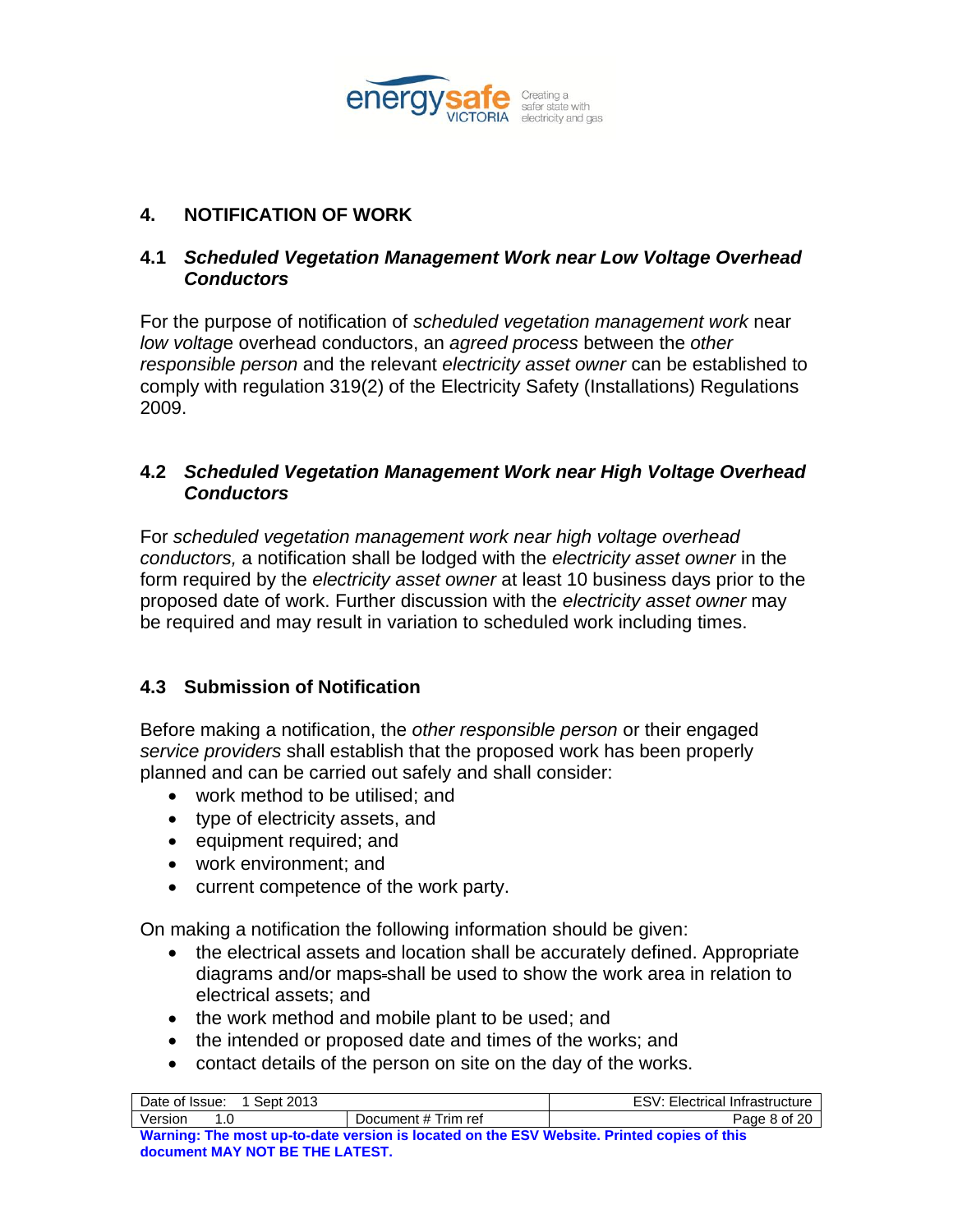## 4. NOTIFICATION OF WORK

### 4.1 *Scheduled Vegetation Management Work near Low Voltage Overhead Conductors*

For the purpose of notification of *scheduled vegetation management work* near *low voltage* overhead conductors, an *agreed process* between the *other responsible person* and the relevant *electricity asset owner* can be established to comply with regulation 319(2) of the Electricity Safety (Installations) Regulations 2009.

### 4.2 *Scheduled Vegetation Management Work near High Voltage Overhead Conductors*

For *scheduled vegetation management work near high voltage overhead conductors,* a notification shall be lodged with the *electricity asset owner* in the form required by the *electricity asset owner* at least 10 business days prior to the proposed date of work. Further discussion with the *electricity asset owner* may be required and may result in variation to scheduled work including times.

### 4.3 Submission of Notification

Before making a notification, the *other responsible person* or their engaged *service providers* shall establish that the proposed work has been properly planned and can be carried out safely and shall consider:

- work method to be utilised; and
- type of electricity assets, and
- equipment required; and
- work environment; and
- current competence of the work party.

On making a notification the following information should be given:

- the electrical assets and location shall be accurately defined. Appropriate diagrams and/or maps shall be used to show the work area in relation to electrical assets; and
- the work method and mobile plant to be used; and
- the intended or proposed date and times of the works; and
- contact details of the person on site on the day of the works.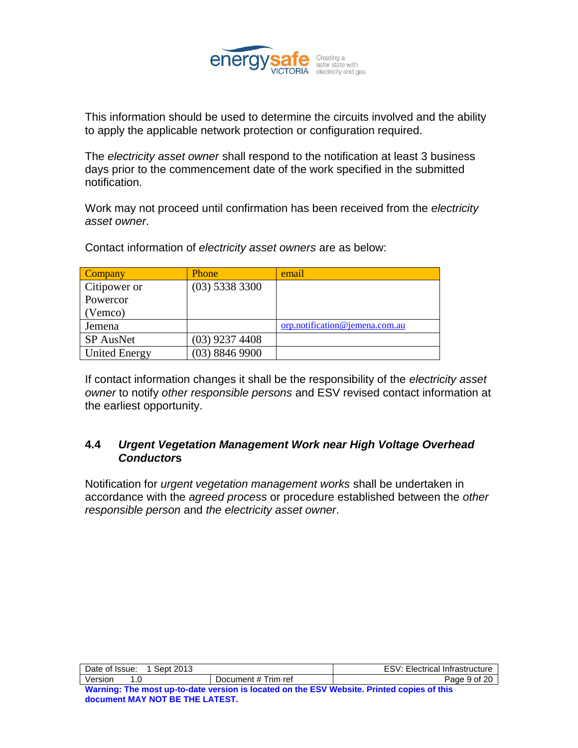This information should be used to determine the circuits involved and the ability to apply the applicable network protection or configuration required.

The *electricity asset owner* shall respond to the notification at least 3 business days prior to the commencement date of the work specified in the submitted notification.

Work may not proceed until confirmation has been received from the *electricity asset owner*.

Contact information of *electricity asset owners* are as below:

| Company | Phone | email |
| --- | --- | --- |
| Citipower or Powercor (Vemco) | (03) 5338 3300 | |
| Jemena | | orp.notification@jemena.com.au |
| SP AusNet | (03) 9237 4408 | |
| United Energy | (03) 8846 9900 | |

If contact information changes it shall be the responsibility of the *electricity asset owner* to notify *other responsible persons* and ESV revised contact information at the earliest opportunity.

### 4.4 *Urgent Vegetation Management Work near High Voltage Overhead Conductors*

Notification for *urgent vegetation management works* shall be undertaken in accordance with the *agreed process* or procedure established between the *other responsible person* and *the electricity asset owner*.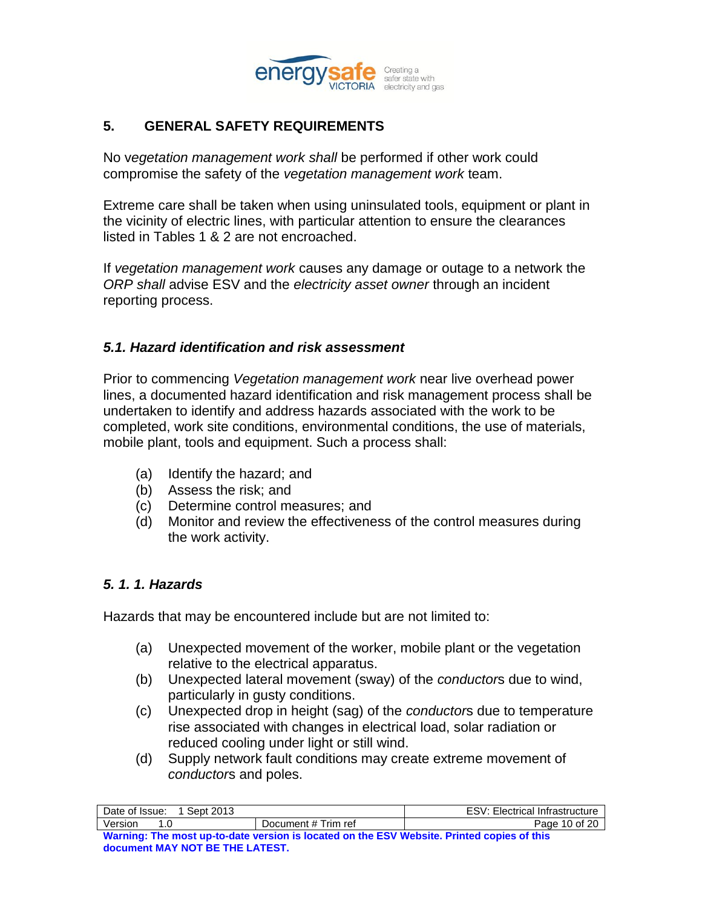## 5. GENERAL SAFETY REQUIREMENTS

No v*egetation management work shall* be performed if other work could compromise the safety of the *vegetation management work* team.

Extreme care shall be taken when using uninsulated tools, equipment or plant in the vicinity of electric lines, with particular attention to ensure the clearances listed in Tables 1 & 2 are not encroached.

If *vegetation management work* causes any damage or outage to a network the *ORP shall* advise ESV and the *electricity asset owner* through an incident reporting process.

### *5.1. Hazard identification and risk assessment*

Prior to commencing *Vegetation management work* near live overhead power lines, a documented hazard identification and risk management process shall be undertaken to identify and address hazards associated with the work to be completed, work site conditions, environmental conditions, the use of materials, mobile plant, tools and equipment. Such a process shall:

(a) Identify the hazard; and
(b) Assess the risk; and
(c) Determine control measures; and
(d) Monitor and review the effectiveness of the control measures during the work activity.

#### *5. 1. 1. Hazards*

Hazards that may be encountered include but are not limited to:

(a) Unexpected movement of the worker, mobile plant or the vegetation relative to the electrical apparatus.
(b) Unexpected lateral movement (sway) of the *conductor*s due to wind, particularly in gusty conditions.
(c) Unexpected drop in height (sag) of the *conductor*s due to temperature rise associated with changes in electrical load, solar radiation or reduced cooling under light or still wind.
(d) Supply network fault conditions may create extreme movement of *conductor*s and poles.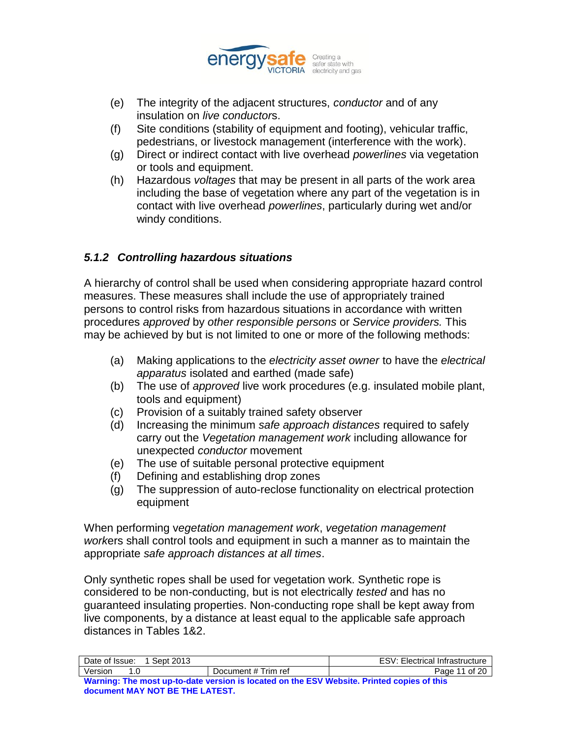(e) The integrity of the adjacent structures, *conductor* and of any insulation on *live conductor*s.

(f) Site conditions (stability of equipment and footing), vehicular traffic, pedestrians, or livestock management (interference with the work).

(g) Direct or indirect contact with live overhead *powerlines* via vegetation or tools and equipment.

(h) Hazardous *voltages* that may be present in all parts of the work area including the base of vegetation where any part of the vegetation is in contact with live overhead *powerlines*, particularly during wet and/or windy conditions.

### *5.1.2 Controlling hazardous situations*

A hierarchy of control shall be used when considering appropriate hazard control measures. These measures shall include the use of appropriately trained persons to control risks from hazardous situations in accordance with written procedures *approved* by *other responsible persons* or *Service providers.* This may be achieved by but is not limited to one or more of the following methods:

(a) Making applications to the *electricity asset owner* to have the *electrical apparatus* isolated and earthed (made safe)

(b) The use of *approved* live work procedures (e.g. insulated mobile plant, tools and equipment)

(c) Provision of a suitably trained safety observer

(d) Increasing the minimum *safe approach distances* required to safely carry out the *Vegetation management work* including allowance for unexpected *conductor* movement

(e) The use of suitable personal protective equipment

(f) Defining and establishing drop zones

(g) The suppression of auto-reclose functionality on electrical protection equipment

When performing v*egetation management work*, *vegetation management work*ers shall control tools and equipment in such a manner as to maintain the appropriate *safe approach distances at all times*.

Only synthetic ropes shall be used for vegetation work. Synthetic rope is considered to be non-conducting, but is not electrically *tested* and has no guaranteed insulating properties. Non-conducting rope shall be kept away from live components, by a distance at least equal to the applicable safe approach distances in Tables 1&2.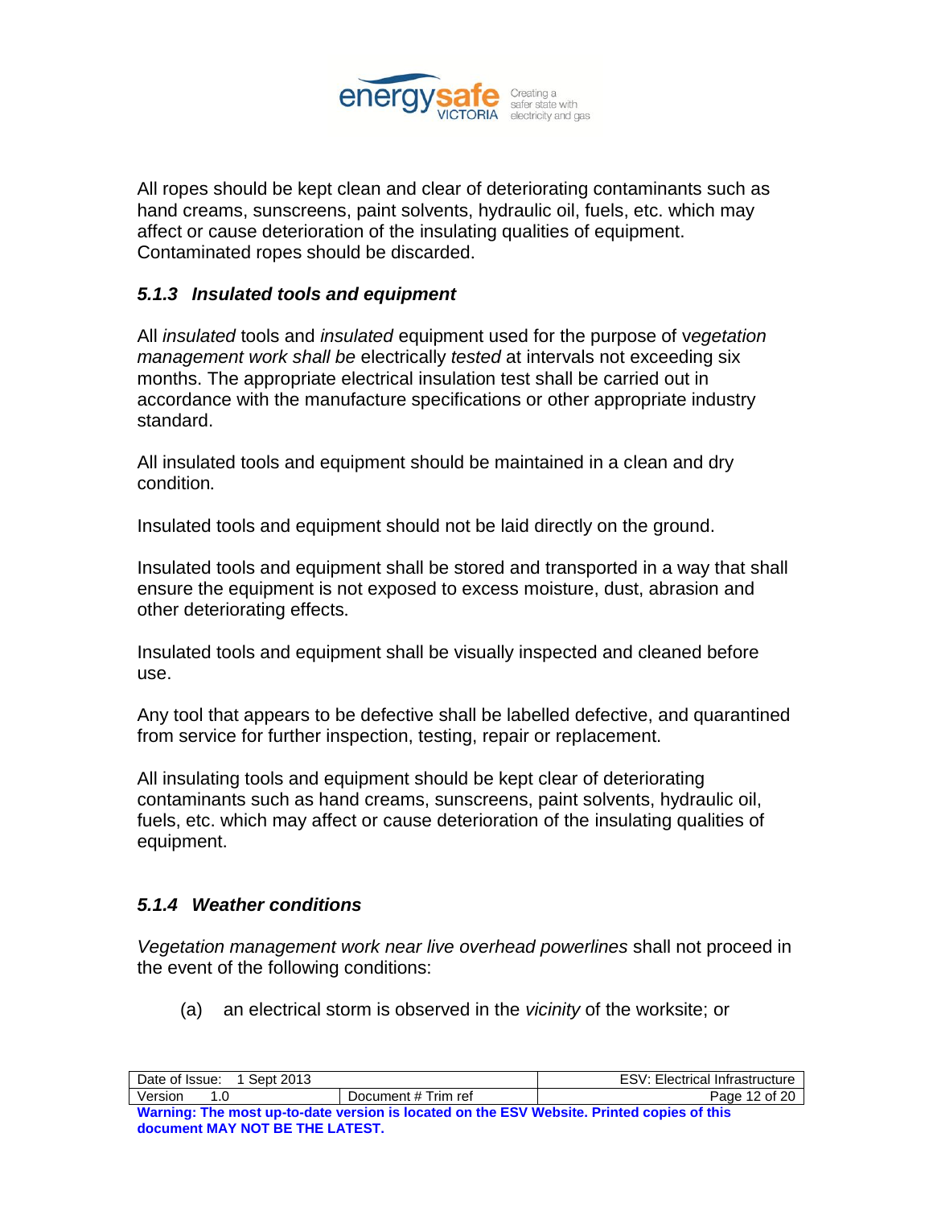All ropes should be kept clean and clear of deteriorating contaminants such as hand creams, sunscreens, paint solvents, hydraulic oil, fuels, etc. which may affect or cause deterioration of the insulating qualities of equipment. Contaminated ropes should be discarded.

### *5.1.3 Insulated tools and equipment*

All *insulated* tools and *insulated* equipment used for the purpose of *vegetation management work shall be* electrically *tested* at intervals not exceeding six months. The appropriate electrical insulation test shall be carried out in accordance with the manufacture specifications or other appropriate industry standard.

All insulated tools and equipment should be maintained in a clean and dry condition.

Insulated tools and equipment should not be laid directly on the ground.

Insulated tools and equipment shall be stored and transported in a way that shall ensure the equipment is not exposed to excess moisture, dust, abrasion and other deteriorating effects.

Insulated tools and equipment shall be visually inspected and cleaned before use.

Any tool that appears to be defective shall be labelled defective, and quarantined from service for further inspection, testing, repair or replacement.

All insulating tools and equipment should be kept clear of deteriorating contaminants such as hand creams, sunscreens, paint solvents, hydraulic oil, fuels, etc. which may affect or cause deterioration of the insulating qualities of equipment.

### *5.1.4 Weather conditions*

*Vegetation management work near live overhead powerlines* shall not proceed in the event of the following conditions:

(a) an electrical storm is observed in the *vicinity* of the worksite; or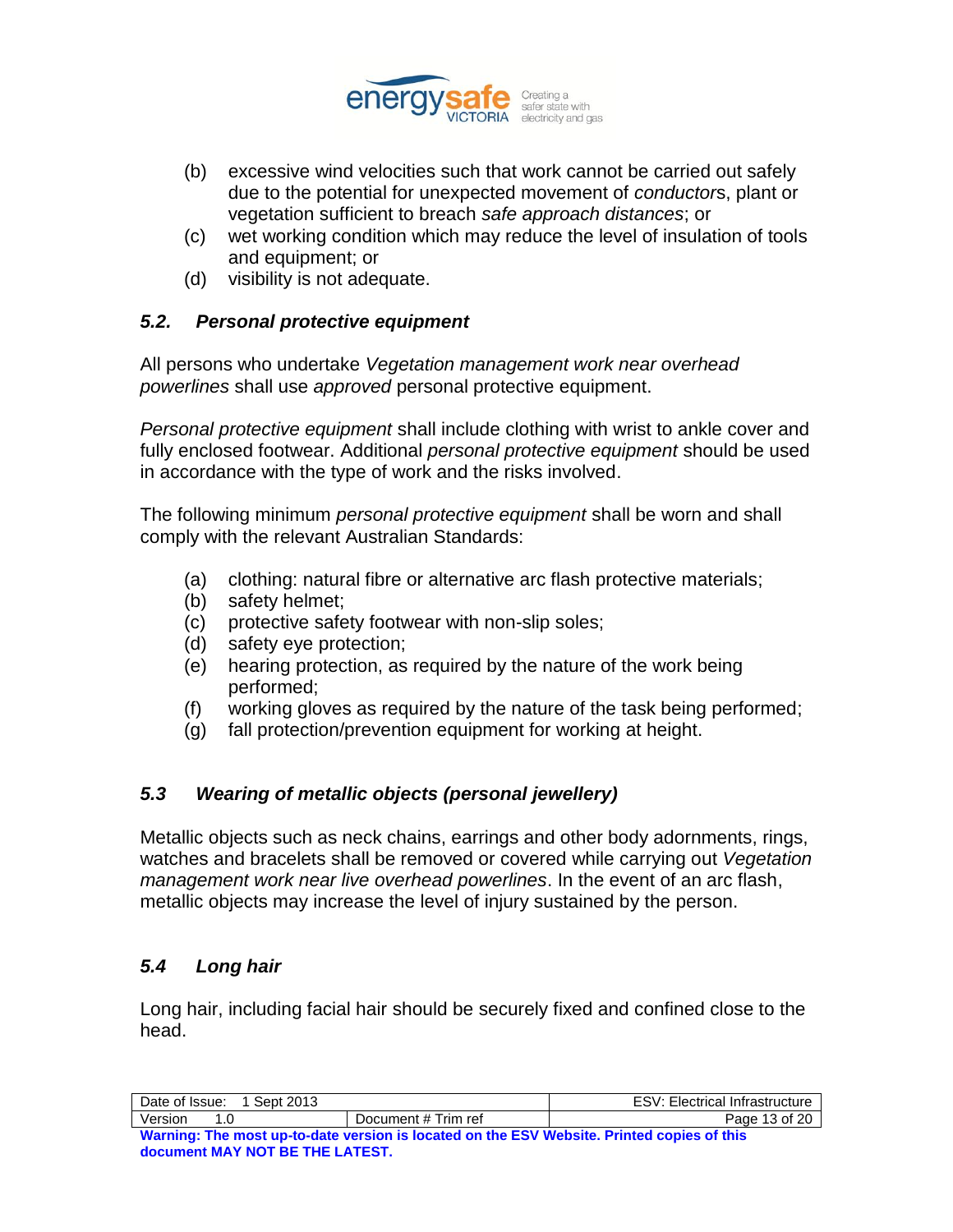(b) excessive wind velocities such that work cannot be carried out safely due to the potential for unexpected movement of *conductor*s, plant or vegetation sufficient to breach *safe approach distances*; or
(c) wet working condition which may reduce the level of insulation of tools and equipment; or
(d) visibility is not adequate.

### *5.2. Personal protective equipment*

All persons who undertake *Vegetation management work near overhead powerlines* shall use *approved* personal protective equipment.

*Personal protective equipment* shall include clothing with wrist to ankle cover and fully enclosed footwear. Additional *personal protective equipment* should be used in accordance with the type of work and the risks involved.

The following minimum *personal protective equipment* shall be worn and shall comply with the relevant Australian Standards:

(a) clothing: natural fibre or alternative arc flash protective materials;
(b) safety helmet;
(c) protective safety footwear with non-slip soles;
(d) safety eye protection;
(e) hearing protection, as required by the nature of the work being performed;
(f) working gloves as required by the nature of the task being performed;
(g) fall protection/prevention equipment for working at height.

### *5.3 Wearing of metallic objects (personal jewellery)*

Metallic objects such as neck chains, earrings and other body adornments, rings, watches and bracelets shall be removed or covered while carrying out *Vegetation management work near live overhead powerlines*. In the event of an arc flash, metallic objects may increase the level of injury sustained by the person.

### *5.4 Long hair*

Long hair, including facial hair should be securely fixed and confined close to the head.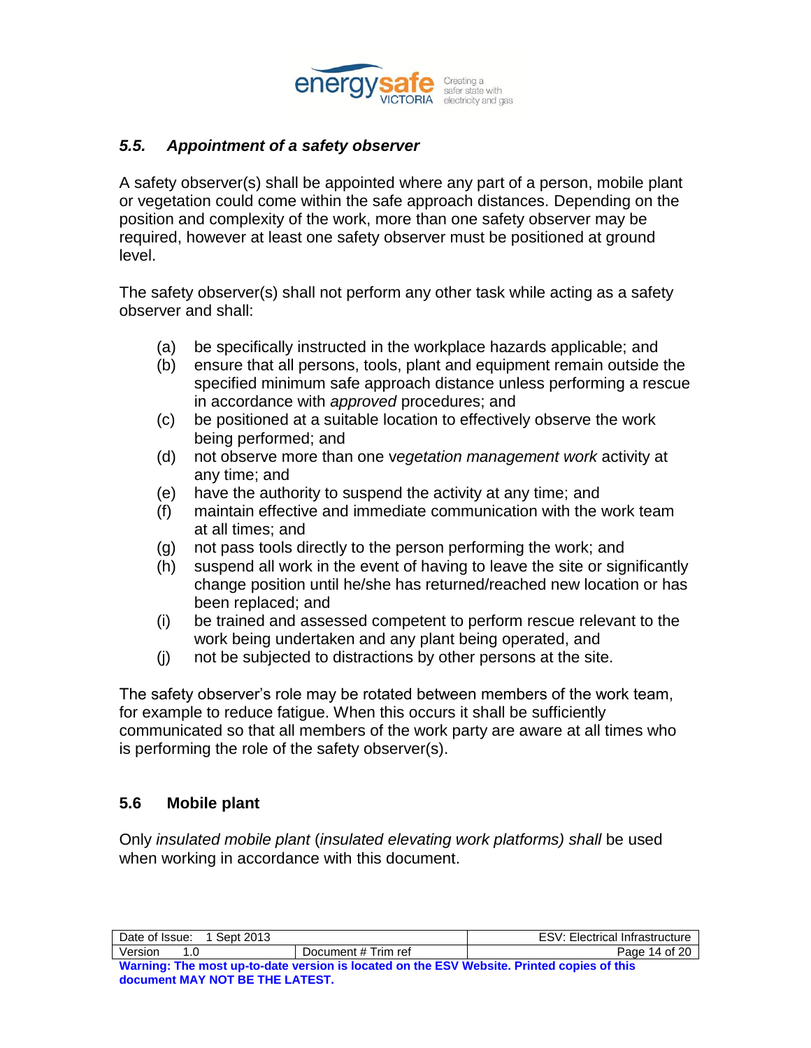### *5.5. Appointment of a safety observer*

A safety observer(s) shall be appointed where any part of a person, mobile plant or vegetation could come within the safe approach distances. Depending on the position and complexity of the work, more than one safety observer may be required, however at least one safety observer must be positioned at ground level.

The safety observer(s) shall not perform any other task while acting as a safety observer and shall:

(a) be specifically instructed in the workplace hazards applicable; and
(b) ensure that all persons, tools, plant and equipment remain outside the specified minimum safe approach distance unless performing a rescue in accordance with *approved* procedures; and
(c) be positioned at a suitable location to effectively observe the work being performed; and
(d) not observe more than one v*egetation management work* activity at any time; and
(e) have the authority to suspend the activity at any time; and
(f) maintain effective and immediate communication with the work team at all times; and
(g) not pass tools directly to the person performing the work; and
(h) suspend all work in the event of having to leave the site or significantly change position until he/she has returned/reached new location or has been replaced; and
(i) be trained and assessed competent to perform rescue relevant to the work being undertaken and any plant being operated, and
(j) not be subjected to distractions by other persons at the site.

The safety observer's role may be rotated between members of the work team, for example to reduce fatigue. When this occurs it shall be sufficiently communicated so that all members of the work party are aware at all times who is performing the role of the safety observer(s).

### 5.6 Mobile plant

Only *insulated mobile plant* (*insulated elevating work platforms) shall* be used when working in accordance with this document.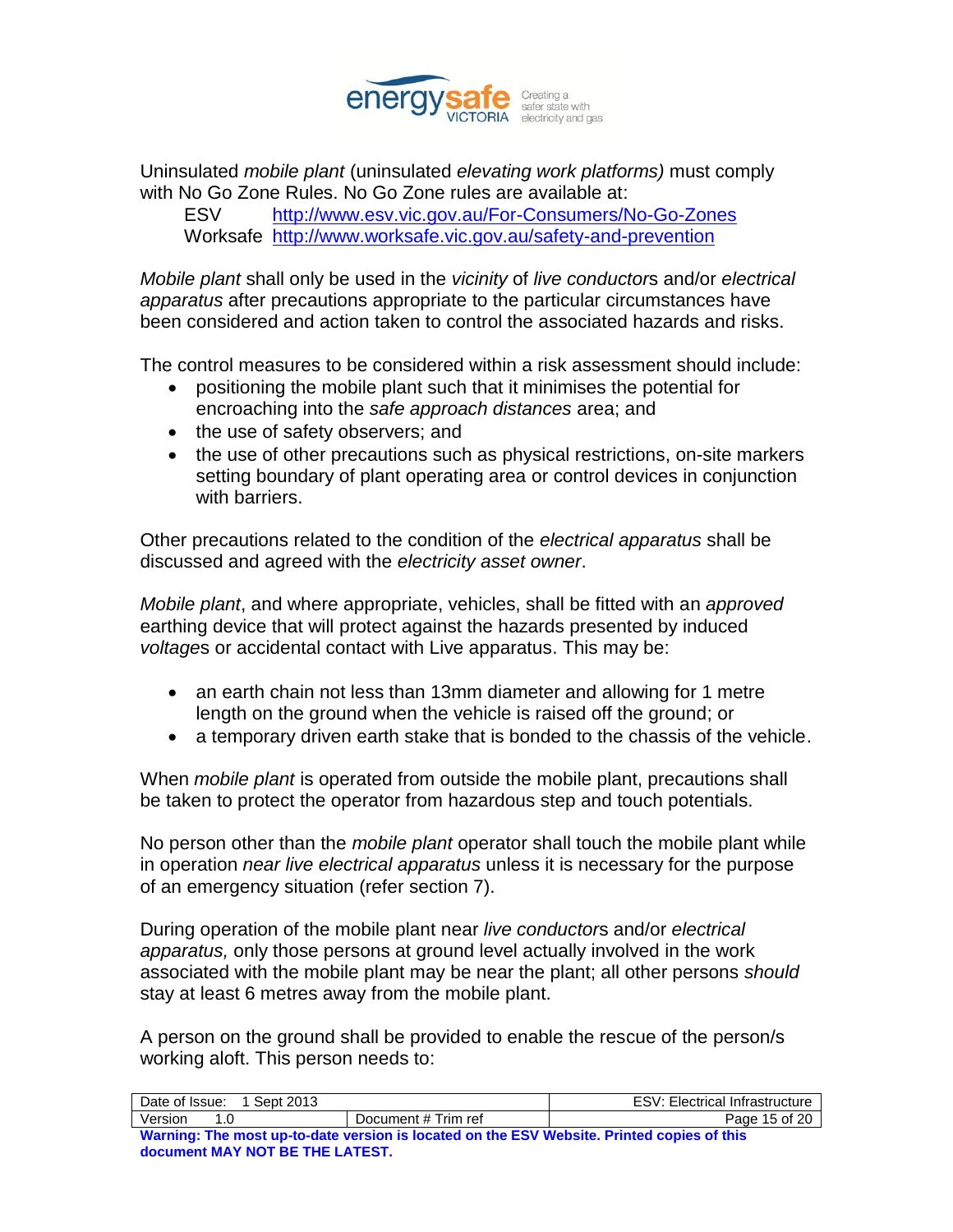Uninsulated *mobile plant* (uninsulated *elevating work platforms)* must comply with No Go Zone Rules. No Go Zone rules are available at:

ESV http://www.esv.vic.gov.au/For-Consumers/No-Go-Zones
Worksafe http://www.worksafe.vic.gov.au/safety-and-prevention

*Mobile plant* shall only be used in the *vicinity* of *live conductor*s and/or *electrical apparatus* after precautions appropriate to the particular circumstances have been considered and action taken to control the associated hazards and risks.

The control measures to be considered within a risk assessment should include:

- positioning the mobile plant such that it minimises the potential for encroaching into the *safe approach distances* area; and
- the use of safety observers; and
- the use of other precautions such as physical restrictions, on-site markers setting boundary of plant operating area or control devices in conjunction with barriers.

Other precautions related to the condition of the *electrical apparatus* shall be discussed and agreed with the *electricity asset owner*.

*Mobile plant*, and where appropriate, vehicles, shall be fitted with an *approved* earthing device that will protect against the hazards presented by induced *voltage*s or accidental contact with Live apparatus. This may be:

- an earth chain not less than 13mm diameter and allowing for 1 metre length on the ground when the vehicle is raised off the ground; or
- a temporary driven earth stake that is bonded to the chassis of the vehicle.

When *mobile plant* is operated from outside the mobile plant, precautions shall be taken to protect the operator from hazardous step and touch potentials.

No person other than the *mobile plant* operator shall touch the mobile plant while in operation *near live electrical apparatus* unless it is necessary for the purpose of an emergency situation (refer section 7).

During operation of the mobile plant near *live conductor*s and/or *electrical apparatus,* only those persons at ground level actually involved in the work associated with the mobile plant may be near the plant; all other persons *should* stay at least 6 metres away from the mobile plant.

A person on the ground shall be provided to enable the rescue of the person/s working aloft. This person needs to: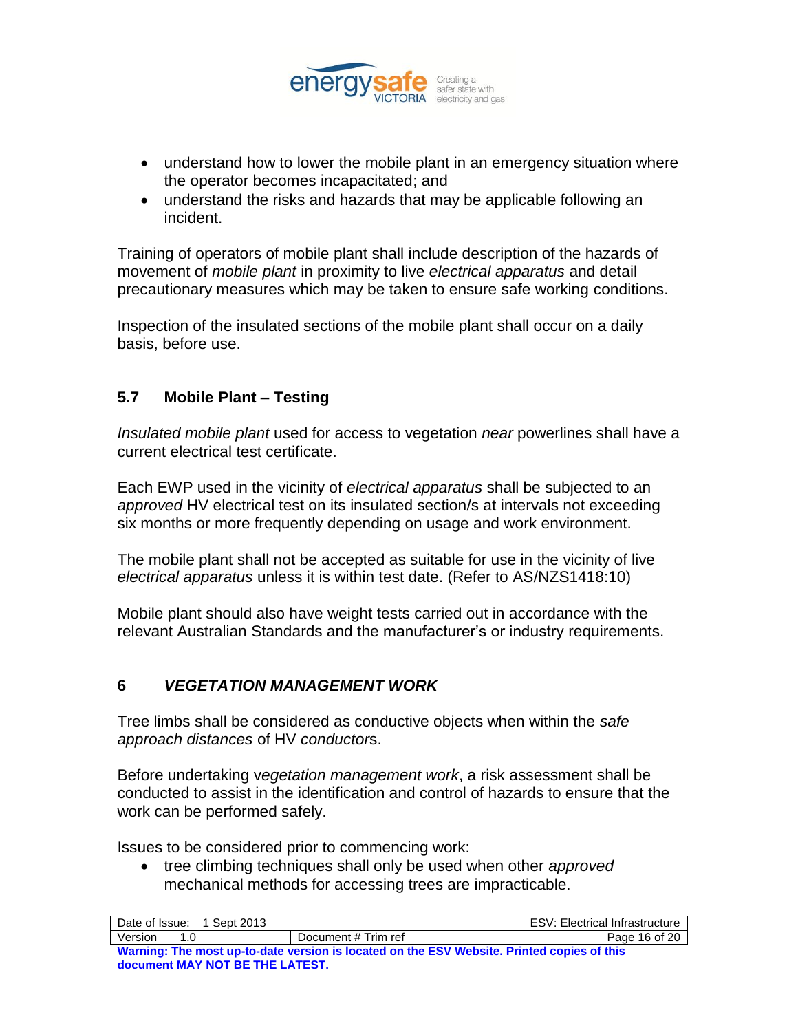- understand how to lower the mobile plant in an emergency situation where the operator becomes incapacitated; and
- understand the risks and hazards that may be applicable following an incident.

Training of operators of mobile plant shall include description of the hazards of movement of *mobile plant* in proximity to live *electrical apparatus* and detail precautionary measures which may be taken to ensure safe working conditions.

Inspection of the insulated sections of the mobile plant shall occur on a daily basis, before use.

## 5.7 Mobile Plant – Testing

*Insulated mobile plant* used for access to vegetation *near* powerlines shall have a current electrical test certificate.

Each EWP used in the vicinity of *electrical apparatus* shall be subjected to an *approved* HV electrical test on its insulated section/s at intervals not exceeding six months or more frequently depending on usage and work environment.

The mobile plant shall not be accepted as suitable for use in the vicinity of live *electrical apparatus* unless it is within test date. (Refer to AS/NZS1418:10)

Mobile plant should also have weight tests carried out in accordance with the relevant Australian Standards and the manufacturer's or industry requirements.

# 6 *VEGETATION MANAGEMENT WORK*

Tree limbs shall be considered as conductive objects when within the *safe approach distances* of HV *conductor*s.

Before undertaking v*egetation management work*, a risk assessment shall be conducted to assist in the identification and control of hazards to ensure that the work can be performed safely.

Issues to be considered prior to commencing work:

- tree climbing techniques shall only be used when other *approved* mechanical methods for accessing trees are impracticable.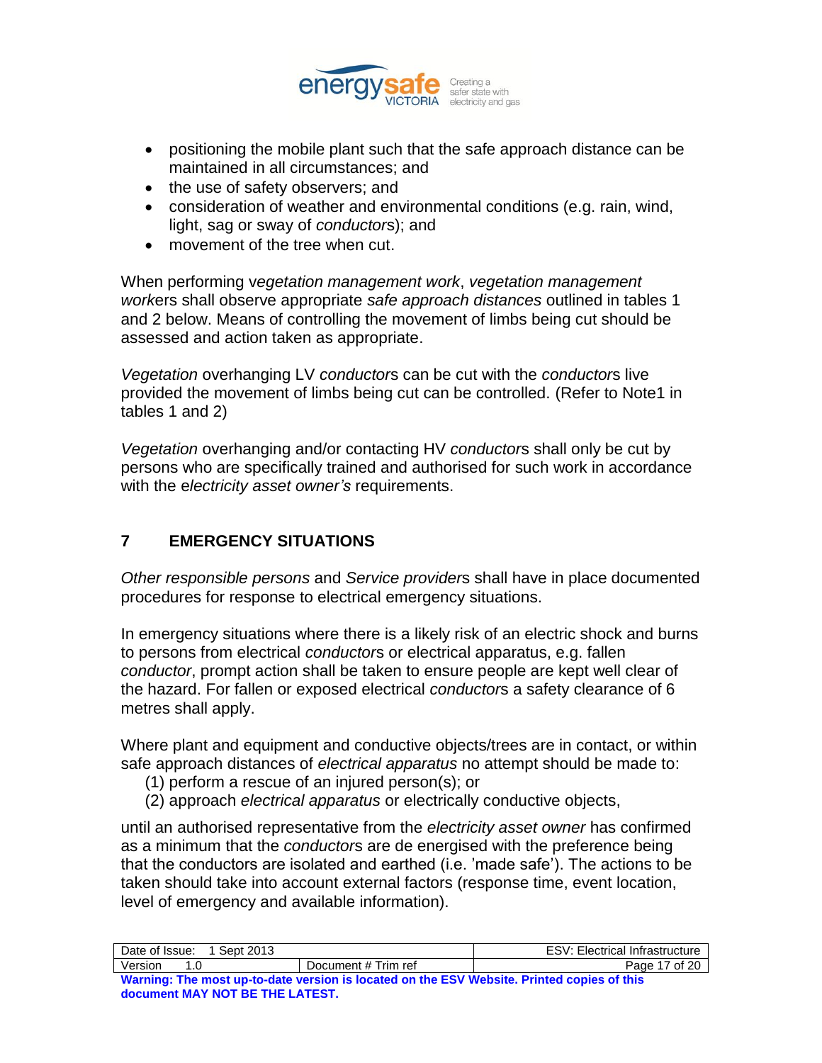- positioning the mobile plant such that the safe approach distance can be maintained in all circumstances; and
- the use of safety observers; and
- consideration of weather and environmental conditions (e.g. rain, wind, light, sag or sway of *conductor*s); and
- movement of the tree when cut.

When performing v*egetation management work*, *vegetation management work*ers shall observe appropriate *safe approach distances* outlined in tables 1 and 2 below. Means of controlling the movement of limbs being cut should be assessed and action taken as appropriate.

*Vegetation* overhanging LV *conductor*s can be cut with the *conductor*s live provided the movement of limbs being cut can be controlled. (Refer to Note1 in tables 1 and 2)

*Vegetation* overhanging and/or contacting HV *conductor*s shall only be cut by persons who are specifically trained and authorised for such work in accordance with the e*lectricity asset owner's* requirements.

## 7 EMERGENCY SITUATIONS

*Other responsible persons* and *Service provider*s shall have in place documented procedures for response to electrical emergency situations.

In emergency situations where there is a likely risk of an electric shock and burns to persons from electrical *conductor*s or electrical apparatus, e.g. fallen *conductor*, prompt action shall be taken to ensure people are kept well clear of the hazard. For fallen or exposed electrical *conductor*s a safety clearance of 6 metres shall apply.

Where plant and equipment and conductive objects/trees are in contact, or within safe approach distances of *electrical apparatus* no attempt should be made to:

(1) perform a rescue of an injured person(s); or
(2) approach *electrical apparatus* or electrically conductive objects,

until an authorised representative from the *electricity asset owner* has confirmed as a minimum that the *conductor*s are de energised with the preference being that the conductors are isolated and earthed (i.e. 'made safe'). The actions to be taken should take into account external factors (response time, event location, level of emergency and available information).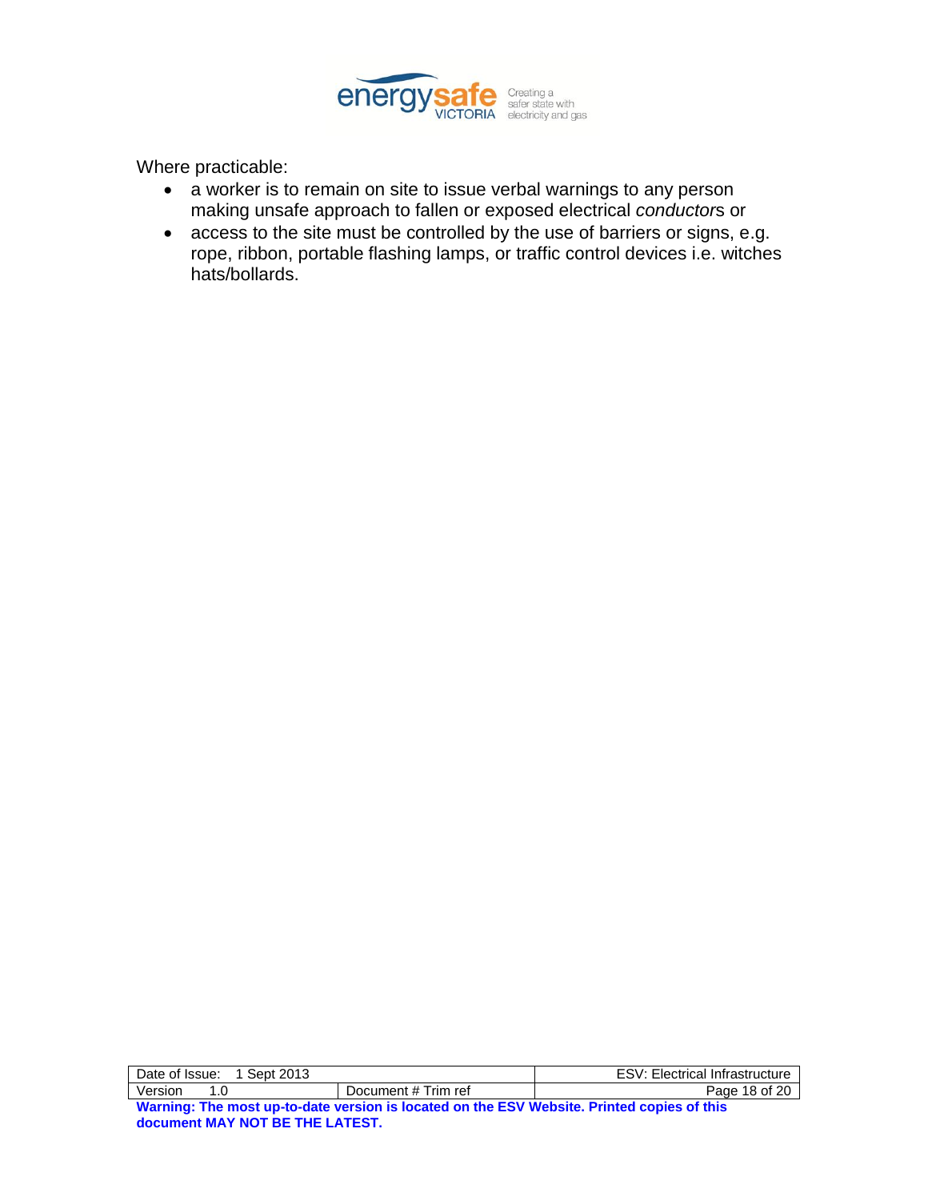Where practicable:

- a worker is to remain on site to issue verbal warnings to any person making unsafe approach to fallen or exposed electrical *conductor*s or
- access to the site must be controlled by the use of barriers or signs, e.g. rope, ribbon, portable flashing lamps, or traffic control devices i.e. witches hats/bollards.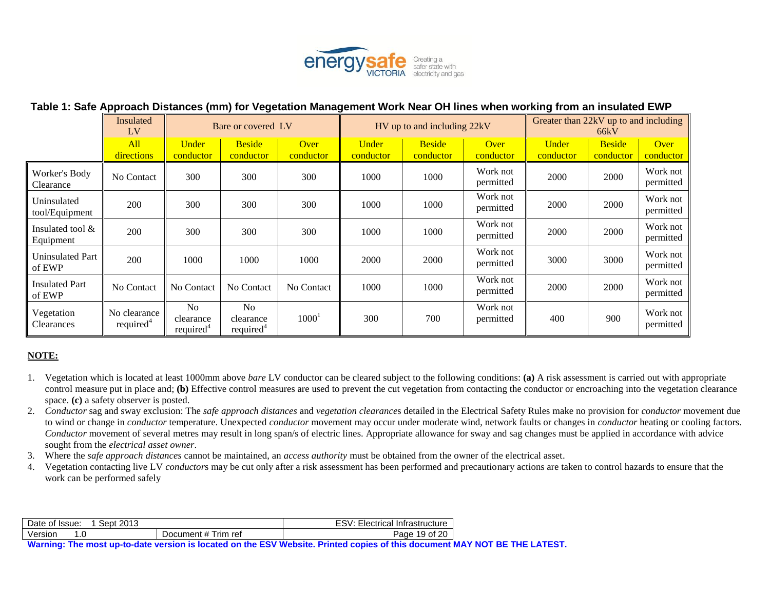**Table 1: Safe Approach Distances (mm) for Vegetation Management Work Near OH lines when working from an insulated EWP**

| | Insulated LV | Bare or covered LV | | | HV up to and including 22kV | | | Greater than 22kV up to and including 66kV | | |
|---|---|---|---|---|---|---|---|---|---|---|
| | All directions | Under conductor | Beside conductor | Over conductor | Under conductor | Beside conductor | Over conductor | Under conductor | Beside conductor | Over conductor |
| Worker's Body Clearance | No Contact | 300 | 300 | 300 | 1000 | 1000 | Work not permitted | 2000 | 2000 | Work not permitted |
| Uninsulated tool/Equipment | 200 | 300 | 300 | 300 | 1000 | 1000 | Work not permitted | 2000 | 2000 | Work not permitted |
| Insulated tool & Equipment | 200 | 300 | 300 | 300 | 1000 | 1000 | Work not permitted | 2000 | 2000 | Work not permitted |
| Uninsulated Part of EWP | 200 | 1000 | 1000 | 1000 | 2000 | 2000 | Work not permitted | 3000 | 3000 | Work not permitted |
| Insulated Part of EWP | No Contact | No Contact | No Contact | No Contact | 1000 | 1000 | Work not permitted | 2000 | 2000 | Work not permitted |
| Vegetation Clearances | No clearance required[4] | No clearance required[4] | No clearance required[4] | 1000[1] | 300 | 700 | Work not permitted | 400 | 900 | Work not permitted |

**NOTE:**

1. Vegetation which is located at least 1000mm above *bare* LV conductor can be cleared subject to the following conditions: **(a)** A risk assessment is carried out with appropriate control measure put in place and; **(b)** Effective control measures are used to prevent the cut vegetation from contacting the conductor or encroaching into the vegetation clearance space. **(c)** a safety observer is posted.
2. *Conductor* sag and sway exclusion: The *safe approach distances* and *vegetation clearance*s detailed in the Electrical Safety Rules make no provision for *conductor* movement due to wind or change in *conductor* temperature. Unexpected *conductor* movement may occur under moderate wind, network faults or changes in *conductor* heating or cooling factors. *Conductor* movement of several metres may result in long span/s of electric lines. Appropriate allowance for sway and sag changes must be applied in accordance with advice sought from the *electrical asset owner*.
3. Where the *safe approach distances* cannot be maintained, an *access authority* must be obtained from the owner of the electrical asset.
4. Vegetation contacting live LV *conductor*s may be cut only after a risk assessment has been performed and precautionary actions are taken to control hazards to ensure that the work can be performed safely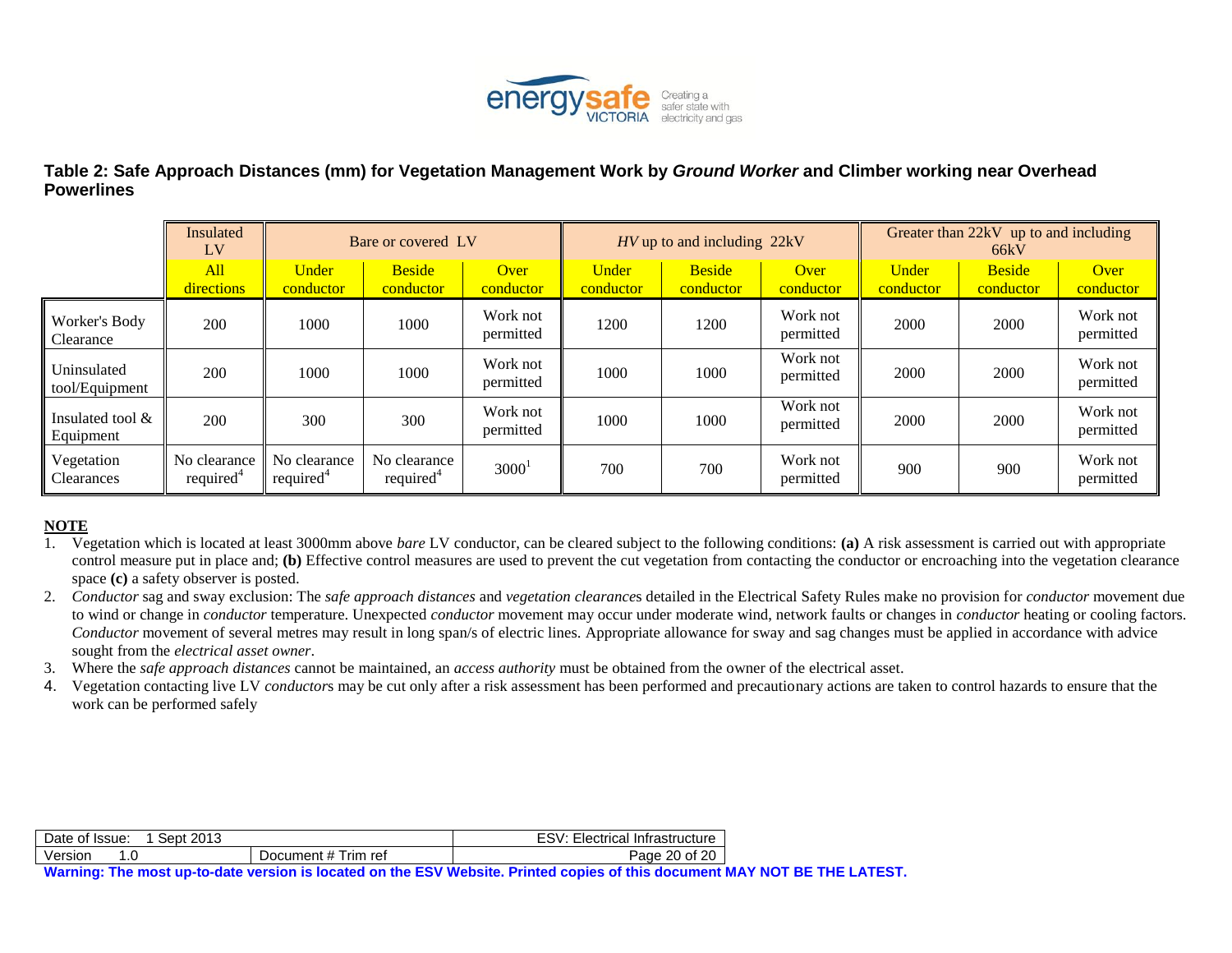**Table 2: Safe Approach Distances (mm) for Vegetation Management Work by *Ground Worker* and Climber working near Overhead Powerlines**

| | Insulated LV | Bare or covered LV | | | *HV* up to and including 22kV | | | Greater than 22kV up to and including 66kV | | |
|---|---|---|---|---|---|---|---|---|---|---|
| | All directions | Under conductor | Beside conductor | Over conductor | Under conductor | Beside conductor | Over conductor | Under conductor | Beside conductor | Over conductor |
| Worker's Body Clearance | 200 | 1000 | 1000 | Work not permitted | 1200 | 1200 | Work not permitted | 2000 | 2000 | Work not permitted |
| Uninsulated tool/Equipment | 200 | 1000 | 1000 | Work not permitted | 1000 | 1000 | Work not permitted | 2000 | 2000 | Work not permitted |
| Insulated tool & Equipment | 200 | 300 | 300 | Work not permitted | 1000 | 1000 | Work not permitted | 2000 | 2000 | Work not permitted |
| Vegetation Clearances | No clearance required[4] | No clearance required[4] | No clearance required[4] | 3000[1] | 700 | 700 | Work not permitted | 900 | 900 | Work not permitted |

**NOTE**

1. Vegetation which is located at least 3000mm above *bare* LV conductor, can be cleared subject to the following conditions: **(a)** A risk assessment is carried out with appropriate control measure put in place and; **(b)** Effective control measures are used to prevent the cut vegetation from contacting the conductor or encroaching into the vegetation clearance space **(c)** a safety observer is posted.
2. *Conductor* sag and sway exclusion: The *safe approach distances* and *vegetation clearance*s detailed in the Electrical Safety Rules make no provision for *conductor* movement due to wind or change in *conductor* temperature. Unexpected *conductor* movement may occur under moderate wind, network faults or changes in *conductor* heating or cooling factors. *Conductor* movement of several metres may result in long span/s of electric lines. Appropriate allowance for sway and sag changes must be applied in accordance with advice sought from the *electrical asset owner*.
3. Where the *safe approach distances* cannot be maintained, an *access authority* must be obtained from the owner of the electrical asset.
4. Vegetation contacting live LV *conductor*s may be cut only after a risk assessment has been performed and precautionary actions are taken to control hazards to ensure that the work can be performed safely